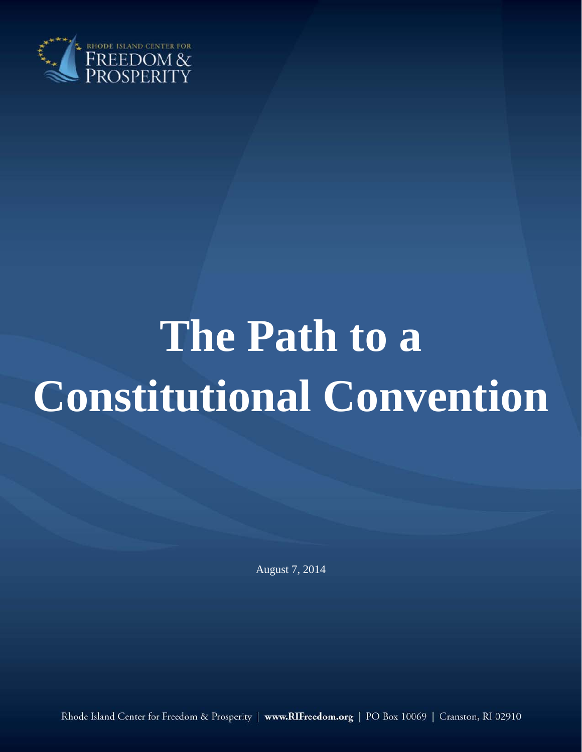RHODE ISLAND CENTER FOR
FREEDOM &
PROSPERITY

# The Path to a Constitutional Convention

August 7, 2014

Rhode Island Center for Freedom & Prosperity | **www.RIFreedom.org** | PO Box 10069 | Cranston, RI 02910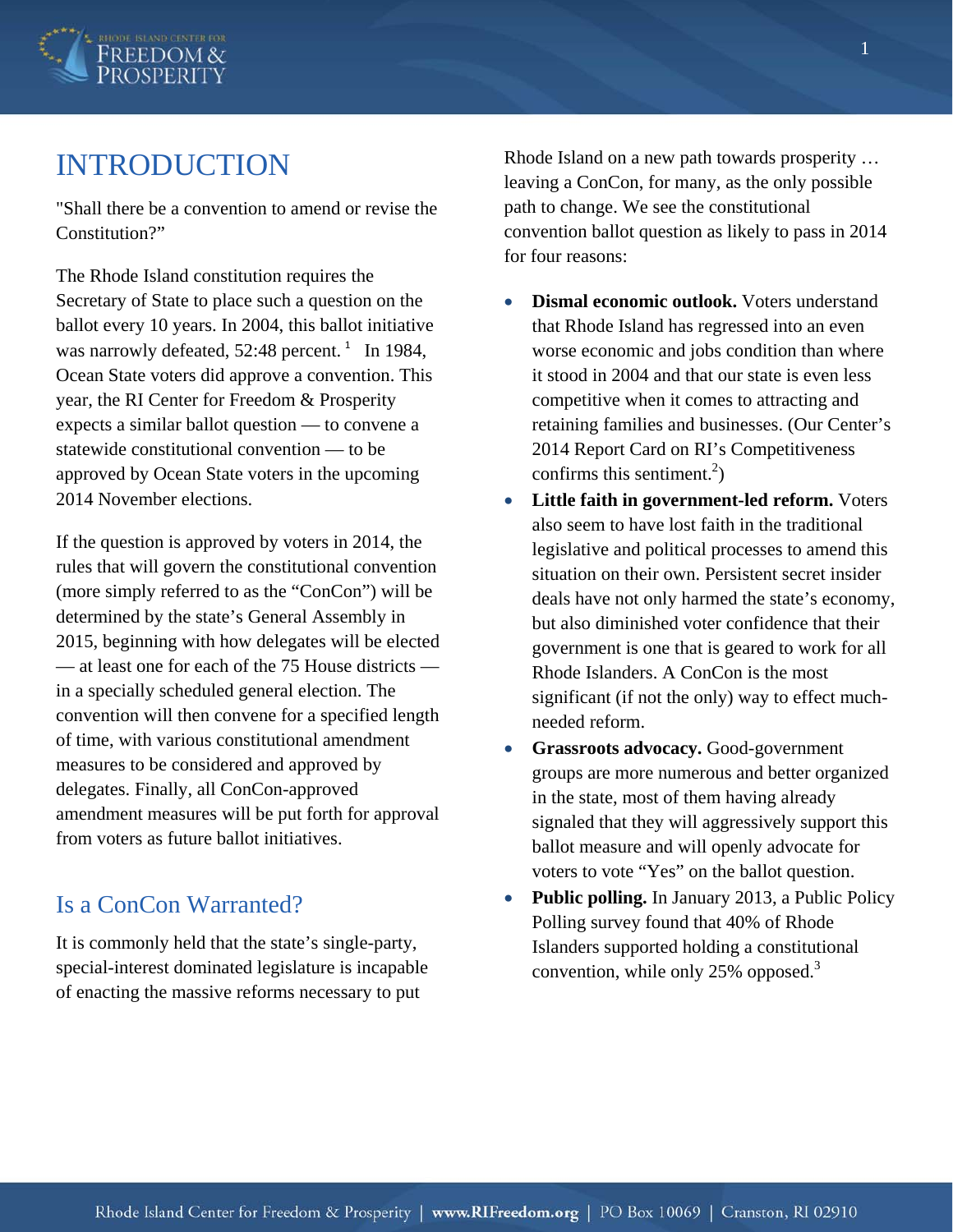# INTRODUCTION

"Shall there be a convention to amend or revise the Constitution?"

The Rhode Island constitution requires the Secretary of State to place such a question on the ballot every 10 years. In 2004, this ballot initiative was narrowly defeated, 52:48 percent.[1] In 1984, Ocean State voters did approve a convention. This year, the RI Center for Freedom & Prosperity expects a similar ballot question — to convene a statewide constitutional convention — to be approved by Ocean State voters in the upcoming 2014 November elections.

If the question is approved by voters in 2014, the rules that will govern the constitutional convention (more simply referred to as the "ConCon") will be determined by the state's General Assembly in 2015, beginning with how delegates will be elected — at least one for each of the 75 House districts — in a specially scheduled general election. The convention will then convene for a specified length of time, with various constitutional amendment measures to be considered and approved by delegates. Finally, all ConCon-approved amendment measures will be put forth for approval from voters as future ballot initiatives.

## Is a ConCon Warranted?

It is commonly held that the state's single-party, special-interest dominated legislature is incapable of enacting the massive reforms necessary to put Rhode Island on a new path towards prosperity … leaving a ConCon, for many, as the only possible path to change. We see the constitutional convention ballot question as likely to pass in 2014 for four reasons:

- **Dismal economic outlook.** Voters understand that Rhode Island has regressed into an even worse economic and jobs condition than where it stood in 2004 and that our state is even less competitive when it comes to attracting and retaining families and businesses. (Our Center's 2014 Report Card on RI's Competitiveness confirms this sentiment.[2])
- **Little faith in government-led reform.** Voters also seem to have lost faith in the traditional legislative and political processes to amend this situation on their own. Persistent secret insider deals have not only harmed the state's economy, but also diminished voter confidence that their government is one that is geared to work for all Rhode Islanders. A ConCon is the most significant (if not the only) way to effect much-needed reform.
- **Grassroots advocacy.** Good-government groups are more numerous and better organized in the state, most of them having already signaled that they will aggressively support this ballot measure and will openly advocate for voters to vote "Yes" on the ballot question.
- **Public polling.** In January 2013, a Public Policy Polling survey found that 40% of Rhode Islanders supported holding a constitutional convention, while only 25% opposed.[3]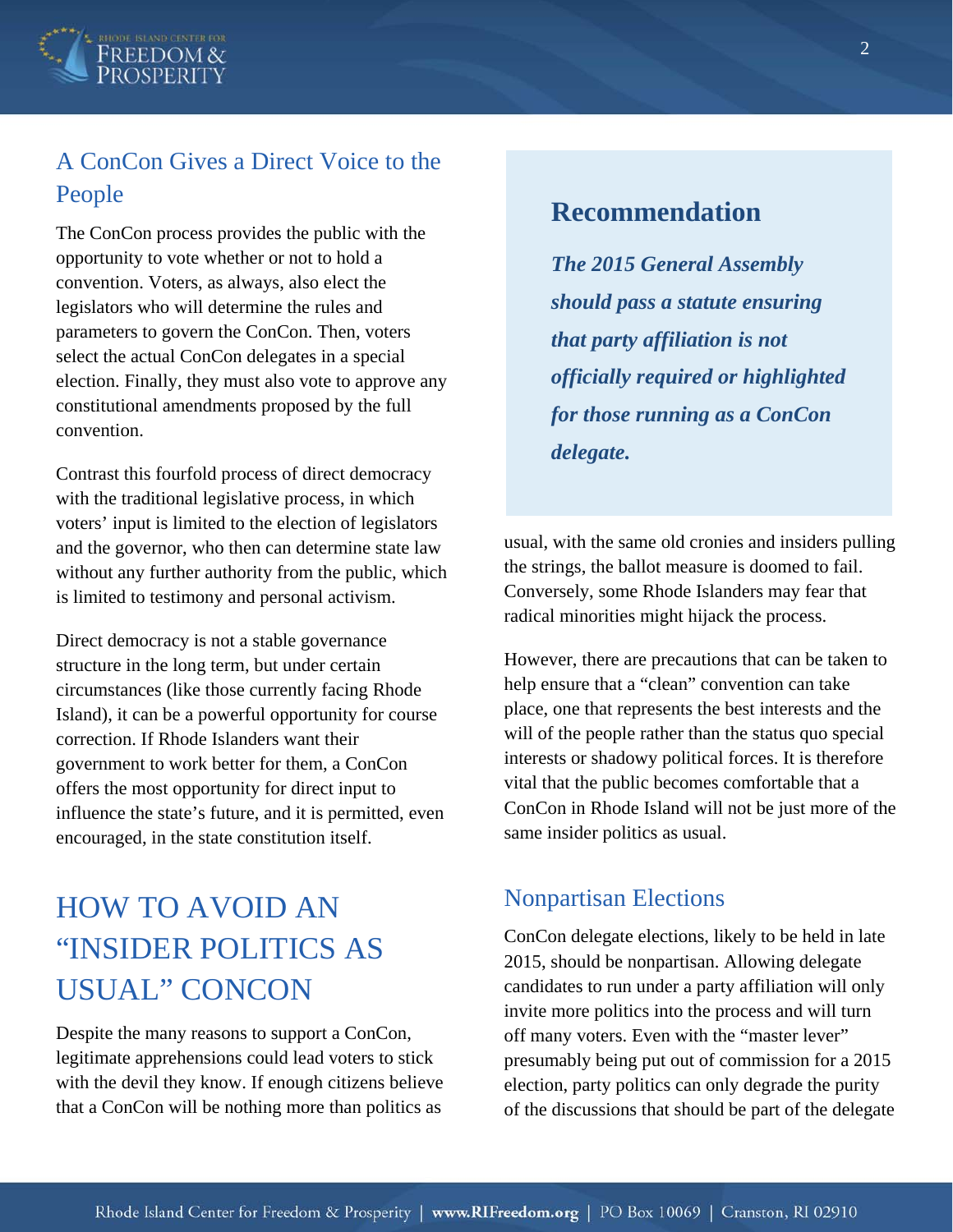## A ConCon Gives a Direct Voice to the People

The ConCon process provides the public with the opportunity to vote whether or not to hold a convention. Voters, as always, also elect the legislators who will determine the rules and parameters to govern the ConCon. Then, voters select the actual ConCon delegates in a special election. Finally, they must also vote to approve any constitutional amendments proposed by the full convention.

Contrast this fourfold process of direct democracy with the traditional legislative process, in which voters' input is limited to the election of legislators and the governor, who then can determine state law without any further authority from the public, which is limited to testimony and personal activism.

Direct democracy is not a stable governance structure in the long term, but under certain circumstances (like those currently facing Rhode Island), it can be a powerful opportunity for course correction. If Rhode Islanders want their government to work better for them, a ConCon offers the most opportunity for direct input to influence the state's future, and it is permitted, even encouraged, in the state constitution itself.

# HOW TO AVOID AN "INSIDER POLITICS AS USUAL" CONCON

Despite the many reasons to support a ConCon, legitimate apprehensions could lead voters to stick with the devil they know. If enough citizens believe that a ConCon will be nothing more than politics as usual, with the same old cronies and insiders pulling the strings, the ballot measure is doomed to fail. Conversely, some Rhode Islanders may fear that radical minorities might hijack the process.

> ### Recommendation
>
> ***The 2015 General Assembly should pass a statute ensuring that party affiliation is not officially required or highlighted for those running as a ConCon delegate.***

However, there are precautions that can be taken to help ensure that a "clean" convention can take place, one that represents the best interests and the will of the people rather than the status quo special interests or shadowy political forces. It is therefore vital that the public becomes comfortable that a ConCon in Rhode Island will not be just more of the same insider politics as usual.

## Nonpartisan Elections

ConCon delegate elections, likely to be held in late 2015, should be nonpartisan. Allowing delegate candidates to run under a party affiliation will only invite more politics into the process and will turn off many voters. Even with the "master lever" presumably being put out of commission for a 2015 election, party politics can only degrade the purity of the discussions that should be part of the delegate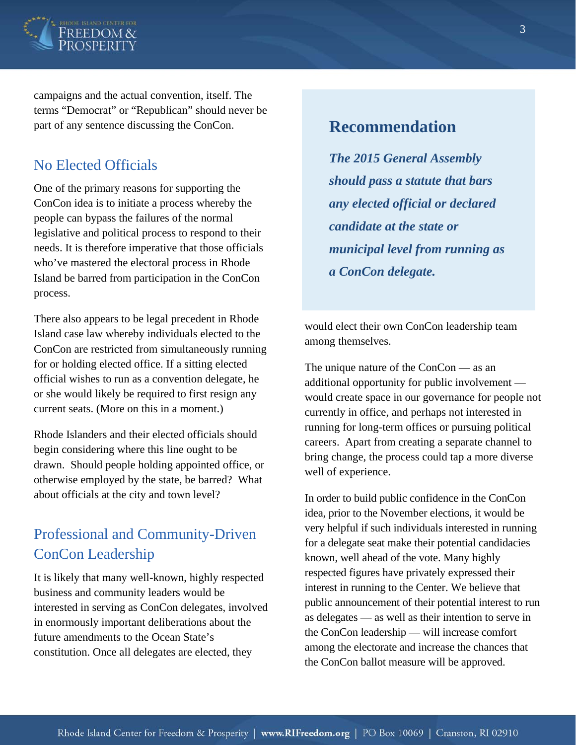campaigns and the actual convention, itself. The terms "Democrat" or "Republican" should never be part of any sentence discussing the ConCon.

## No Elected Officials

One of the primary reasons for supporting the ConCon idea is to initiate a process whereby the people can bypass the failures of the normal legislative and political process to respond to their needs. It is therefore imperative that those officials who've mastered the electoral process in Rhode Island be barred from participation in the ConCon process.

There also appears to be legal precedent in Rhode Island case law whereby individuals elected to the ConCon are restricted from simultaneously running for or holding elected office. If a sitting elected official wishes to run as a convention delegate, he or she would likely be required to first resign any current seats. (More on this in a moment.)

Rhode Islanders and their elected officials should begin considering where this line ought to be drawn. Should people holding appointed office, or otherwise employed by the state, be barred? What about officials at the city and town level?

## Professional and Community-Driven ConCon Leadership

It is likely that many well-known, highly respected business and community leaders would be interested in serving as ConCon delegates, involved in enormously important deliberations about the future amendments to the Ocean State's constitution. Once all delegates are elected, they would elect their own ConCon leadership team among themselves.

The unique nature of the ConCon — as an additional opportunity for public involvement — would create space in our governance for people not currently in office, and perhaps not interested in running for long-term offices or pursuing political careers. Apart from creating a separate channel to bring change, the process could tap a more diverse well of experience.

In order to build public confidence in the ConCon idea, prior to the November elections, it would be very helpful if such individuals interested in running for a delegate seat make their potential candidacies known, well ahead of the vote. Many highly respected figures have privately expressed their interest in running to the Center. We believe that public announcement of their potential interest to run as delegates — as well as their intention to serve in the ConCon leadership — will increase comfort among the electorate and increase the chances that the ConCon ballot measure will be approved.

### Recommendation

***The 2015 General Assembly should pass a statute that bars any elected official or declared candidate at the state or municipal level from running as a ConCon delegate.***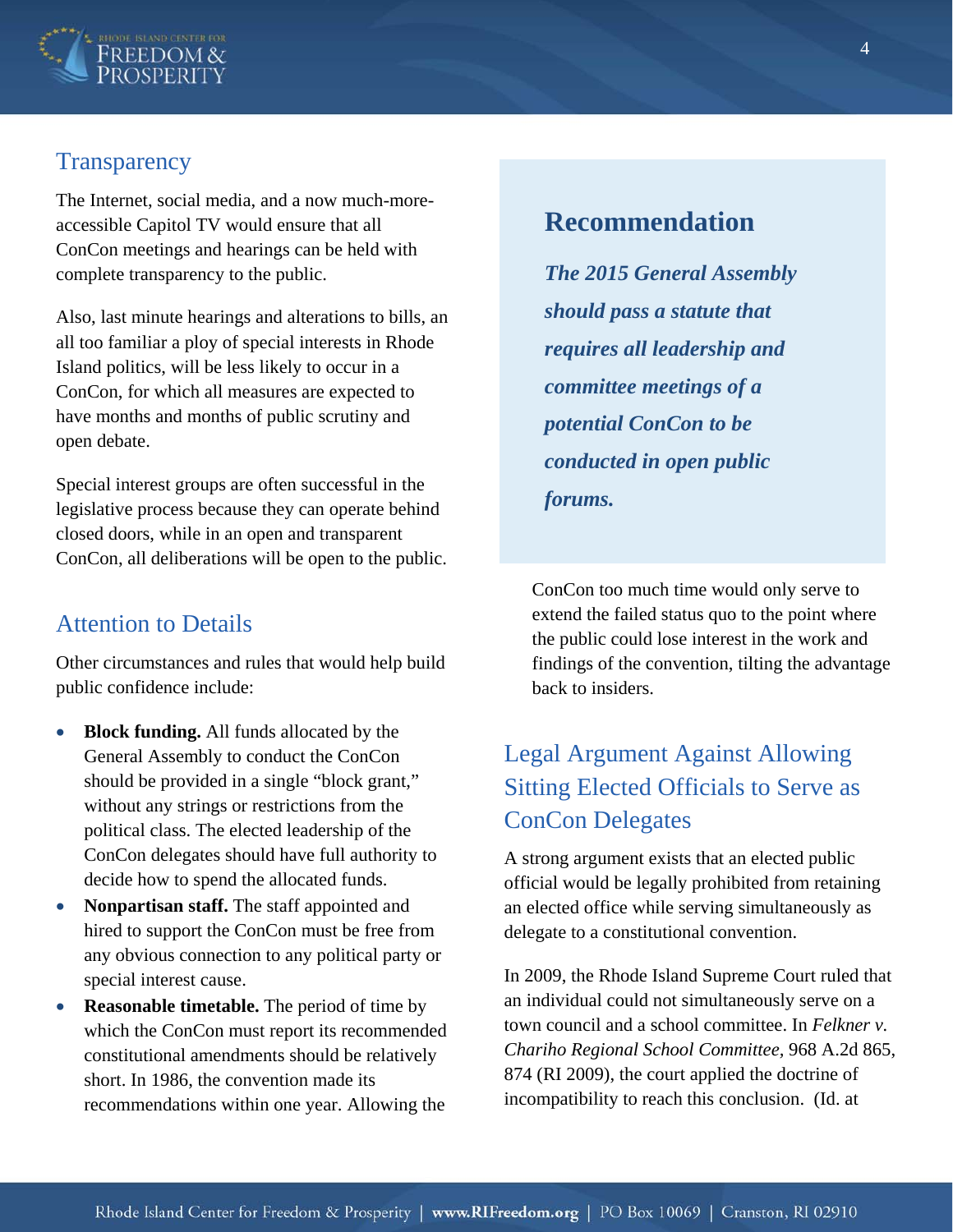## Transparency

The Internet, social media, and a now much-more-accessible Capitol TV would ensure that all ConCon meetings and hearings can be held with complete transparency to the public.

Also, last minute hearings and alterations to bills, an all too familiar a ploy of special interests in Rhode Island politics, will be less likely to occur in a ConCon, for which all measures are expected to have months and months of public scrutiny and open debate.

Special interest groups are often successful in the legislative process because they can operate behind closed doors, while in an open and transparent ConCon, all deliberations will be open to the public.

## Attention to Details

Other circumstances and rules that would help build public confidence include:

- **Block funding.** All funds allocated by the General Assembly to conduct the ConCon should be provided in a single "block grant," without any strings or restrictions from the political class. The elected leadership of the ConCon delegates should have full authority to decide how to spend the allocated funds.
- **Nonpartisan staff.** The staff appointed and hired to support the ConCon must be free from any obvious connection to any political party or special interest cause.
- **Reasonable timetable.** The period of time by which the ConCon must report its recommended constitutional amendments should be relatively short. In 1986, the convention made its recommendations within one year. Allowing the ConCon too much time would only serve to extend the failed status quo to the point where the public could lose interest in the work and findings of the convention, tilting the advantage back to insiders.

> ### Recommendation
>
> ***The 2015 General Assembly should pass a statute that requires all leadership and committee meetings of a potential ConCon to be conducted in open public forums.***

## Legal Argument Against Allowing Sitting Elected Officials to Serve as ConCon Delegates

A strong argument exists that an elected public official would be legally prohibited from retaining an elected office while serving simultaneously as delegate to a constitutional convention.

In 2009, the Rhode Island Supreme Court ruled that an individual could not simultaneously serve on a town council and a school committee. In *Felkner v. Chariho Regional School Committee*, 968 A.2d 865, 874 (RI 2009), the court applied the doctrine of incompatibility to reach this conclusion. (Id. at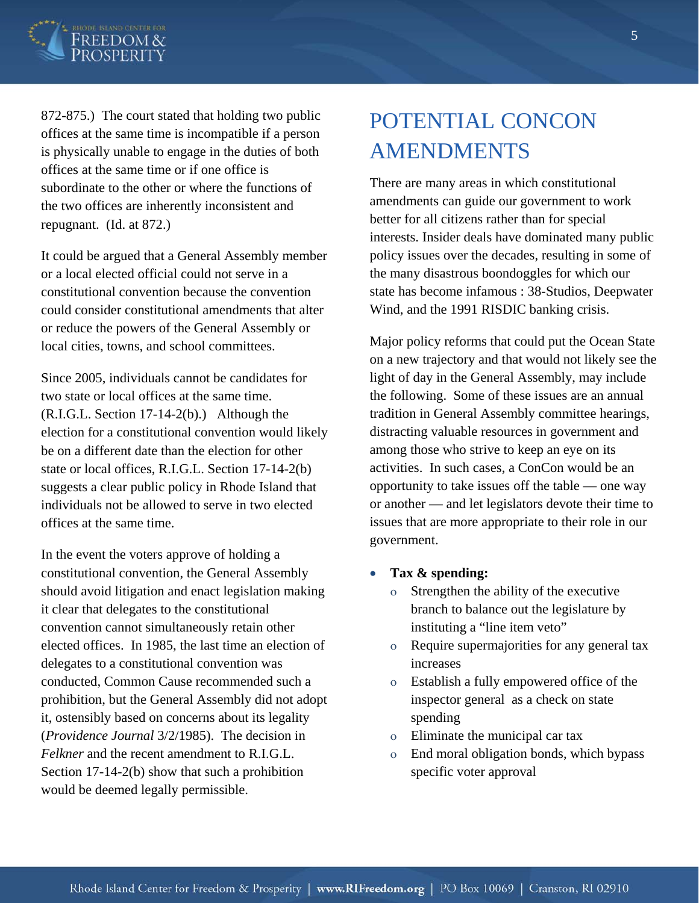872-875.) The court stated that holding two public offices at the same time is incompatible if a person is physically unable to engage in the duties of both offices at the same time or if one office is subordinate to the other or where the functions of the two offices are inherently inconsistent and repugnant. (Id. at 872.)

It could be argued that a General Assembly member or a local elected official could not serve in a constitutional convention because the convention could consider constitutional amendments that alter or reduce the powers of the General Assembly or local cities, towns, and school committees.

Since 2005, individuals cannot be candidates for two state or local offices at the same time. (R.I.G.L. Section 17-14-2(b).) Although the election for a constitutional convention would likely be on a different date than the election for other state or local offices, R.I.G.L. Section 17-14-2(b) suggests a clear public policy in Rhode Island that individuals not be allowed to serve in two elected offices at the same time.

In the event the voters approve of holding a constitutional convention, the General Assembly should avoid litigation and enact legislation making it clear that delegates to the constitutional convention cannot simultaneously retain other elected offices. In 1985, the last time an election of delegates to a constitutional convention was conducted, Common Cause recommended such a prohibition, but the General Assembly did not adopt it, ostensibly based on concerns about its legality (*Providence Journal* 3/2/1985). The decision in *Felkner* and the recent amendment to R.I.G.L. Section 17-14-2(b) show that such a prohibition would be deemed legally permissible.

# POTENTIAL CONCON AMENDMENTS

There are many areas in which constitutional amendments can guide our government to work better for all citizens rather than for special interests. Insider deals have dominated many public policy issues over the decades, resulting in some of the many disastrous boondoggles for which our state has become infamous : 38-Studios, Deepwater Wind, and the 1991 RISDIC banking crisis.

Major policy reforms that could put the Ocean State on a new trajectory and that would not likely see the light of day in the General Assembly, may include the following. Some of these issues are an annual tradition in General Assembly committee hearings, distracting valuable resources in government and among those who strive to keep an eye on its activities. In such cases, a ConCon would be an opportunity to take issues off the table — one way or another — and let legislators devote their time to issues that are more appropriate to their role in our government.

- **Tax & spending:**
  - Strengthen the ability of the executive branch to balance out the legislature by instituting a "line item veto"
  - Require supermajorities for any general tax increases
  - Establish a fully empowered office of the inspector general as a check on state spending
  - Eliminate the municipal car tax
  - End moral obligation bonds, which bypass specific voter approval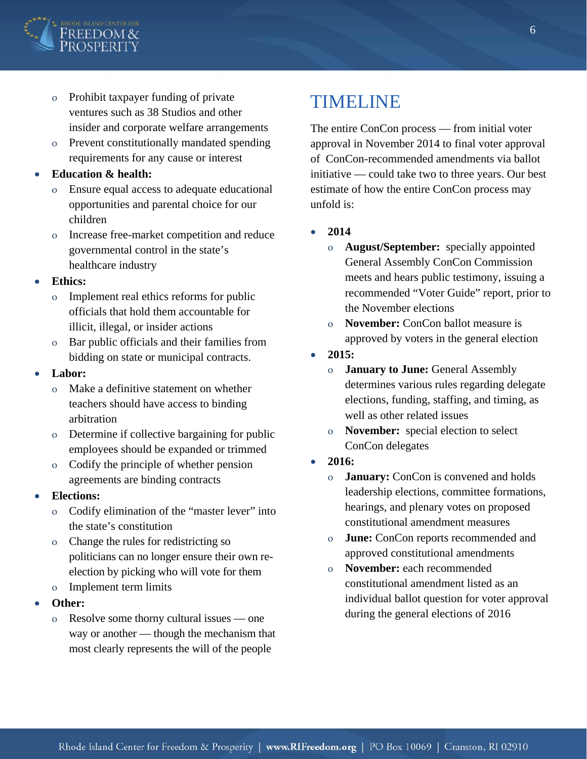- Prohibit taxpayer funding of private ventures such as 38 Studios and other insider and corporate welfare arrangements
    - Prevent constitutionally mandated spending requirements for any cause or interest
- **Education & health:**
    - Ensure equal access to adequate educational opportunities and parental choice for our children
    - Increase free-market competition and reduce governmental control in the state's healthcare industry
- **Ethics:**
    - Implement real ethics reforms for public officials that hold them accountable for illicit, illegal, or insider actions
    - Bar public officials and their families from bidding on state or municipal contracts.
- **Labor:**
    - Make a definitive statement on whether teachers should have access to binding arbitration
    - Determine if collective bargaining for public employees should be expanded or trimmed
    - Codify the principle of whether pension agreements are binding contracts
- **Elections:**
    - Codify elimination of the "master lever" into the state's constitution
    - Change the rules for redistricting so politicians can no longer ensure their own re-election by picking who will vote for them
    - Implement term limits
- **Other:**
    - Resolve some thorny cultural issues — one way or another — though the mechanism that most clearly represents the will of the people

# TIMELINE

The entire ConCon process — from initial voter approval in November 2014 to final voter approval of ConCon-recommended amendments via ballot initiative — could take two to three years. Our best estimate of how the entire ConCon process may unfold is:

- **2014**
    - **August/September:** specially appointed General Assembly ConCon Commission meets and hears public testimony, issuing a recommended "Voter Guide" report, prior to the November elections
    - **November:** ConCon ballot measure is approved by voters in the general election
- **2015:**
    - **January to June:** General Assembly determines various rules regarding delegate elections, funding, staffing, and timing, as well as other related issues
    - **November:** special election to select ConCon delegates
- **2016:**
    - **January:** ConCon is convened and holds leadership elections, committee formations, hearings, and plenary votes on proposed constitutional amendment measures
    - **June:** ConCon reports recommended and approved constitutional amendments
    - **November:** each recommended constitutional amendment listed as an individual ballot question for voter approval during the general elections of 2016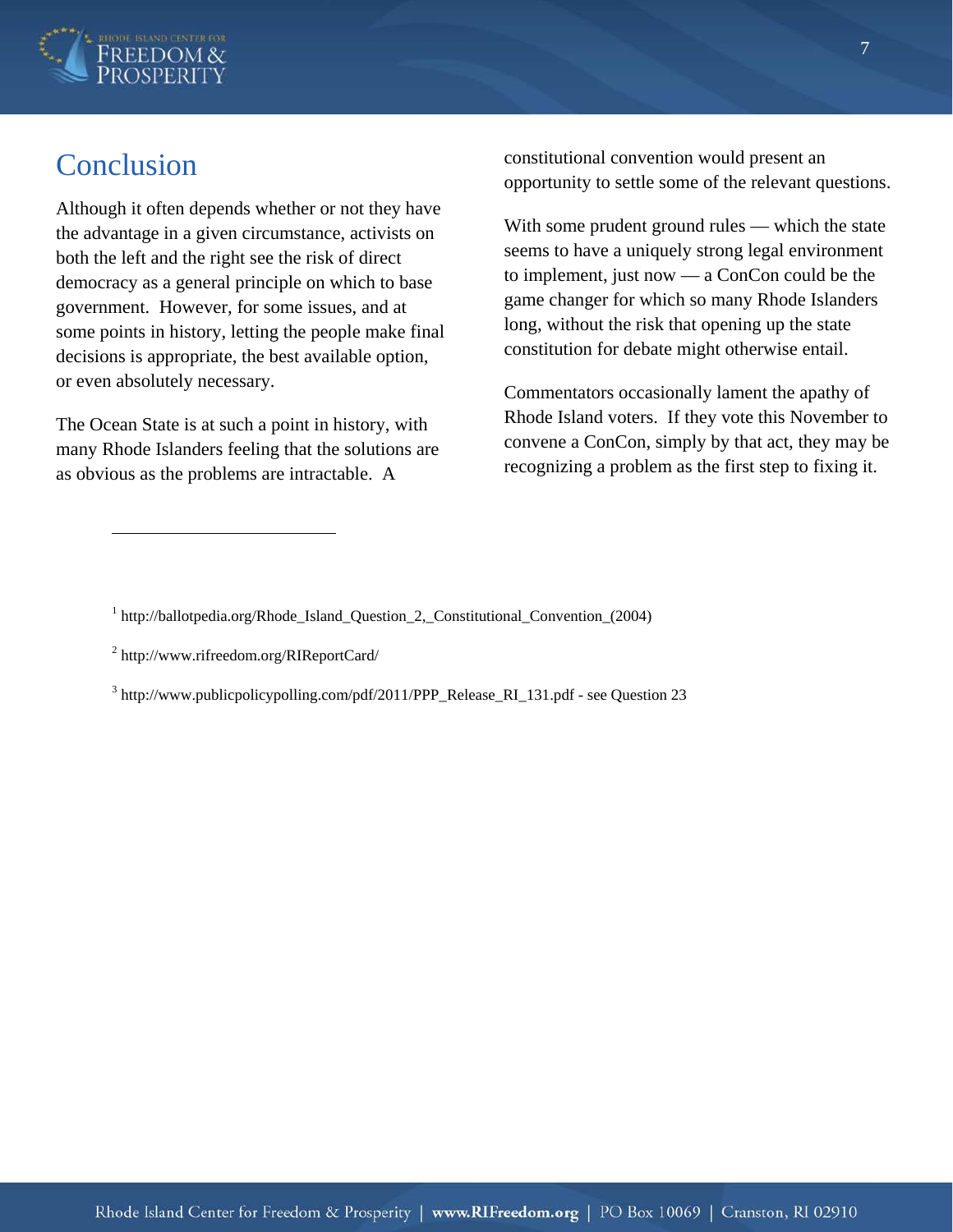## Conclusion

Although it often depends whether or not they have the advantage in a given circumstance, activists on both the left and the right see the risk of direct democracy as a general principle on which to base government. However, for some issues, and at some points in history, letting the people make final decisions is appropriate, the best available option, or even absolutely necessary.

The Ocean State is at such a point in history, with many Rhode Islanders feeling that the solutions are as obvious as the problems are intractable. A constitutional convention would present an opportunity to settle some of the relevant questions.

With some prudent ground rules — which the state seems to have a uniquely strong legal environment to implement, just now — a ConCon could be the game changer for which so many Rhode Islanders long, without the risk that opening up the state constitution for debate might otherwise entail.

Commentators occasionally lament the apathy of Rhode Island voters. If they vote this November to convene a ConCon, simply by that act, they may be recognizing a problem as the first step to fixing it.

---

[1] http://ballotpedia.org/Rhode_Island_Question_2,_Constitutional_Convention_(2004)

[2] http://www.rifreedom.org/RIReportCard/

[3] http://www.publicpolicypolling.com/pdf/2011/PPP_Release_RI_131.pdf - see Question 23